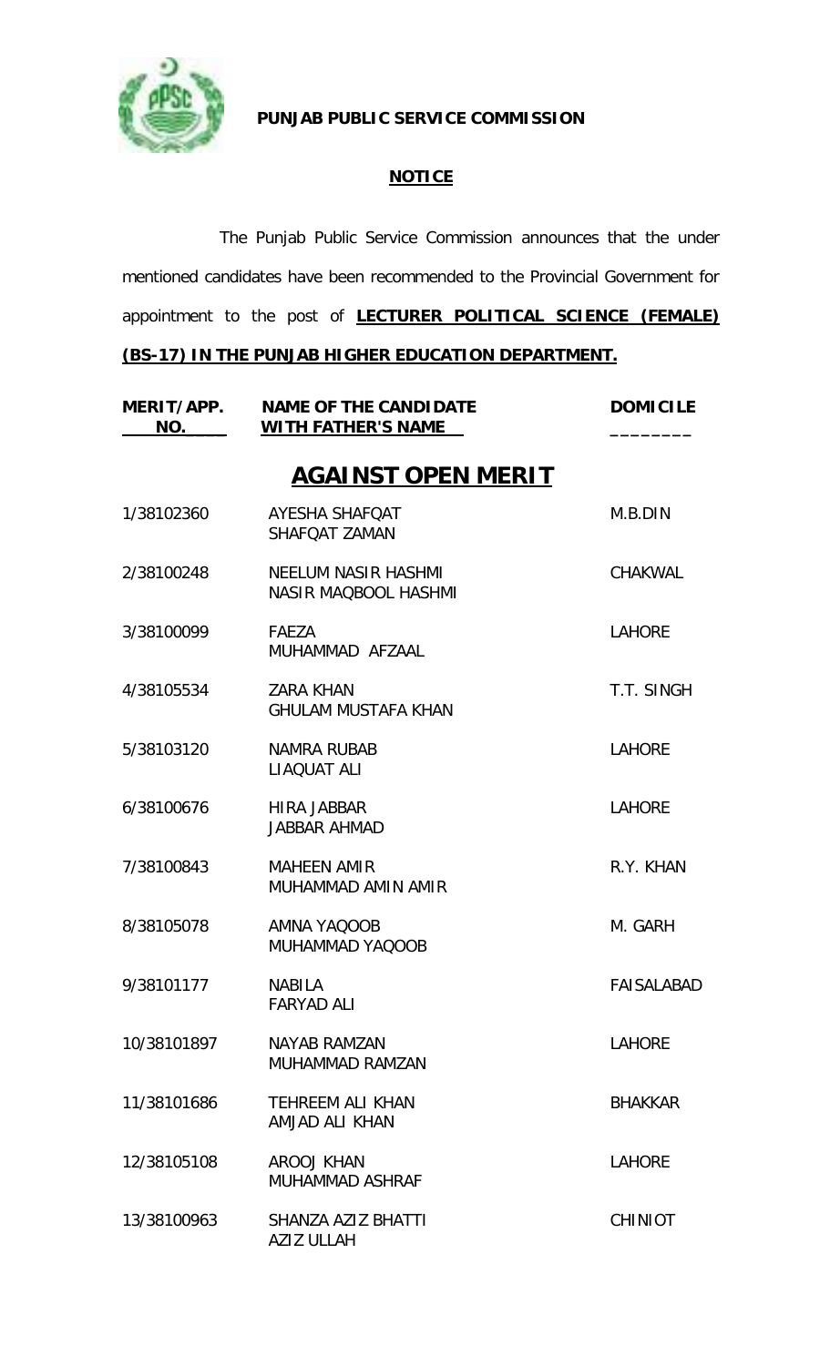**PUNJAB PUBLIC SERVICE COMMISSION**

**NOTICE**

The Punjab Public Service Commission announces that the under mentioned candidates have been recommended to the Provincial Government for appointment to the post of **LECTURER POLITICAL SCIENCE (FEMALE) (BS-17) IN THE PUNJAB HIGHER EDUCATION DEPARTMENT.**

## AGAINST OPEN MERIT

| MERIT/APP. NO. | NAME OF THE CANDIDATE WITH FATHER'S NAME | DOMICILE |
|---|---|---|
| 1/38102360 | AYESHA SHAFQAT<br>SHAFQAT ZAMAN | M.B.DIN |
| 2/38100248 | NEELUM NASIR HASHMI<br>NASIR MAQBOOL HASHMI | CHAKWAL |
| 3/38100099 | FAEZA<br>MUHAMMAD AFZAAL | LAHORE |
| 4/38105534 | ZARA KHAN<br>GHULAM MUSTAFA KHAN | T.T. SINGH |
| 5/38103120 | NAMRA RUBAB<br>LIAQUAT ALI | LAHORE |
| 6/38100676 | HIRA JABBAR<br>JABBAR AHMAD | LAHORE |
| 7/38100843 | MAHEEN AMIR<br>MUHAMMAD AMIN AMIR | R.Y. KHAN |
| 8/38105078 | AMNA YAQOOB<br>MUHAMMAD YAQOOB | M. GARH |
| 9/38101177 | NABILA<br>FARYAD ALI | FAISALABAD |
| 10/38101897 | NAYAB RAMZAN<br>MUHAMMAD RAMZAN | LAHORE |
| 11/38101686 | TEHREEM ALI KHAN<br>AMJAD ALI KHAN | BHAKKAR |
| 12/38105108 | AROOJ KHAN<br>MUHAMMAD ASHRAF | LAHORE |
| 13/38100963 | SHANZA AZIZ BHATTI<br>AZIZ ULLAH | CHINIOT |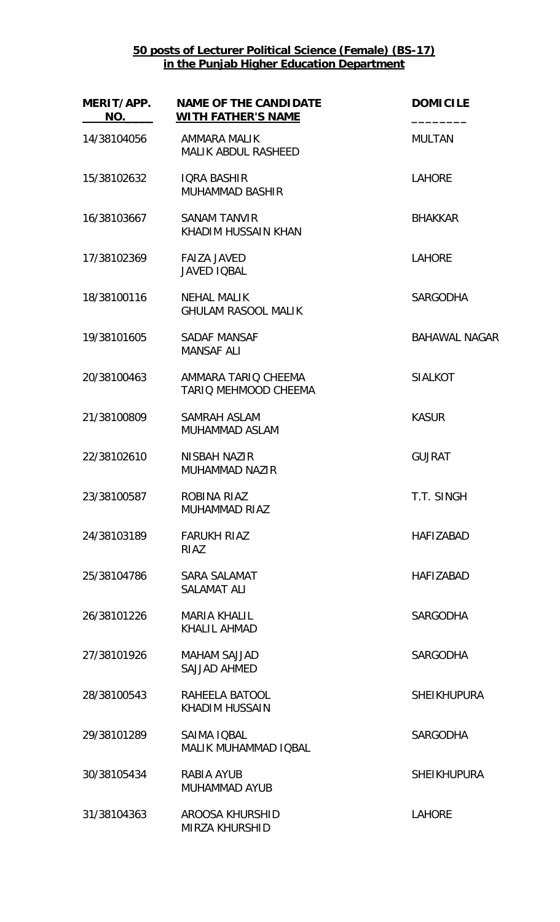**50 posts of Lecturer Political Science (Female) (BS-17)**
**in the Punjab Higher Education Department**

| MERIT/APP. NO. | NAME OF THE CANDIDATE WITH FATHER'S NAME | DOMICILE |
|---|---|---|
| 14/38104056 | AMMARA MALIK<br>MALIK ABDUL RASHEED | MULTAN |
| 15/38102632 | IQRA BASHIR<br>MUHAMMAD BASHIR | LAHORE |
| 16/38103667 | SANAM TANVIR<br>KHADIM HUSSAIN KHAN | BHAKKAR |
| 17/38102369 | FAIZA JAVED<br>JAVED IQBAL | LAHORE |
| 18/38100116 | NEHAL MALIK<br>GHULAM RASOOL MALIK | SARGODHA |
| 19/38101605 | SADAF MANSAF<br>MANSAF ALI | BAHAWAL NAGAR |
| 20/38100463 | AMMARA TARIQ CHEEMA<br>TARIQ MEHMOOD CHEEMA | SIALKOT |
| 21/38100809 | SAMRAH ASLAM<br>MUHAMMAD ASLAM | KASUR |
| 22/38102610 | NISBAH NAZIR<br>MUHAMMAD NAZIR | GUJRAT |
| 23/38100587 | ROBINA RIAZ<br>MUHAMMAD RIAZ | T.T. SINGH |
| 24/38103189 | FARUKH RIAZ<br>RIAZ | HAFIZABAD |
| 25/38104786 | SARA SALAMAT<br>SALAMAT ALI | HAFIZABAD |
| 26/38101226 | MARIA KHALIL<br>KHALIL AHMAD | SARGODHA |
| 27/38101926 | MAHAM SAJJAD<br>SAJJAD AHMED | SARGODHA |
| 28/38100543 | RAHEELA BATOOL<br>KHADIM HUSSAIN | SHEIKHUPURA |
| 29/38101289 | SAIMA IQBAL<br>MALIK MUHAMMAD IQBAL | SARGODHA |
| 30/38105434 | RABIA AYUB<br>MUHAMMAD AYUB | SHEIKHUPURA |
| 31/38104363 | AROOSA KHURSHID<br>MIRZA KHURSHID | LAHORE |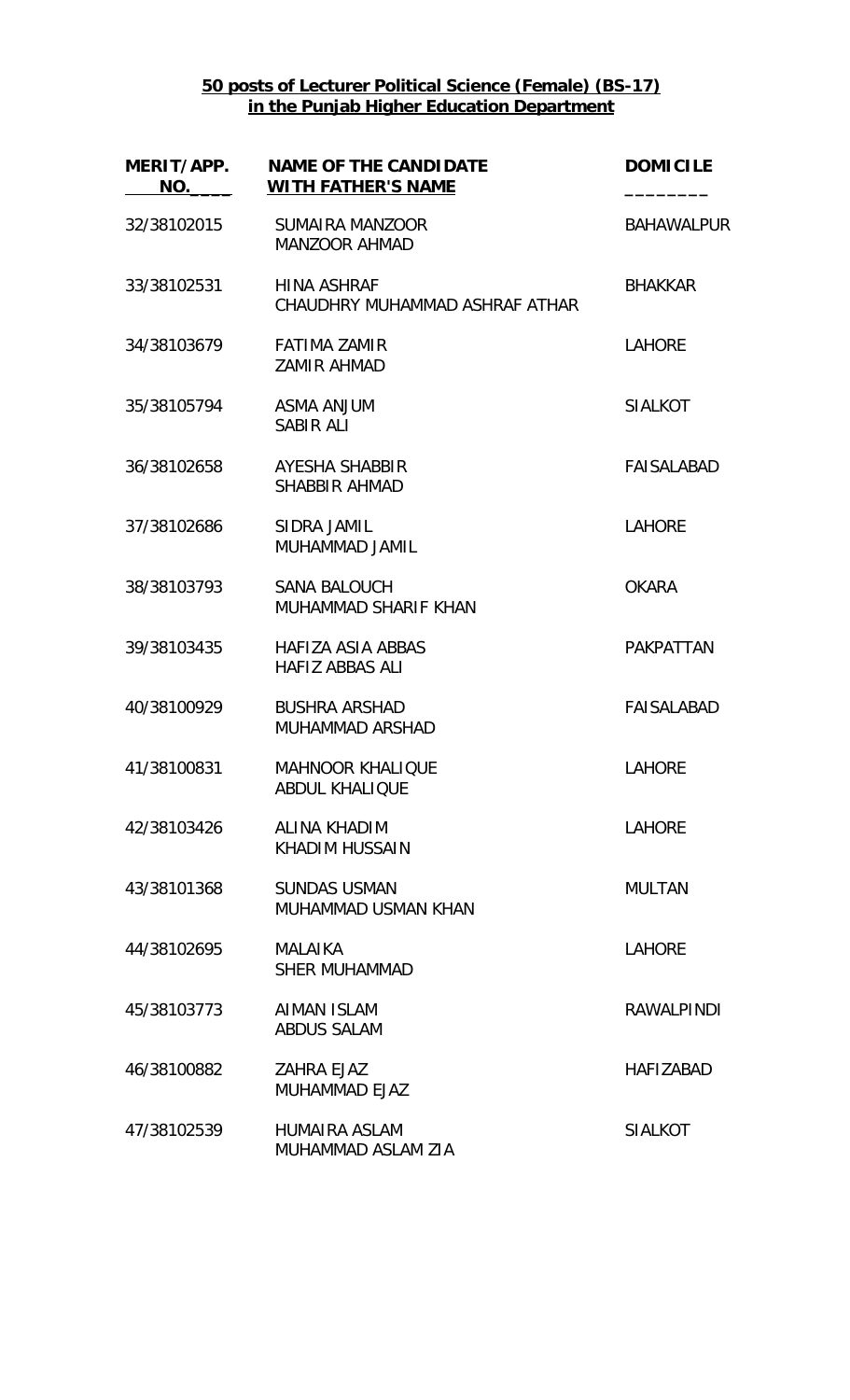**50 posts of Lecturer Political Science (Female) (BS-17) in the Punjab Higher Education Department**

| MERIT/APP. NO. | NAME OF THE CANDIDATE WITH FATHER'S NAME | DOMICILE |
|---|---|---|
| 32/38102015 | SUMAIRA MANZOOR<br>MANZOOR AHMAD | BAHAWALPUR |
| 33/38102531 | HINA ASHRAF<br>CHAUDHRY MUHAMMAD ASHRAF ATHAR | BHAKKAR |
| 34/38103679 | FATIMA ZAMIR<br>ZAMIR AHMAD | LAHORE |
| 35/38105794 | ASMA ANJUM<br>SABIR ALI | SIALKOT |
| 36/38102658 | AYESHA SHABBIR<br>SHABBIR AHMAD | FAISALABAD |
| 37/38102686 | SIDRA JAMIL<br>MUHAMMAD JAMIL | LAHORE |
| 38/38103793 | SANA BALOUCH<br>MUHAMMAD SHARIF KHAN | OKARA |
| 39/38103435 | HAFIZA ASIA ABBAS<br>HAFIZ ABBAS ALI | PAKPATTAN |
| 40/38100929 | BUSHRA ARSHAD<br>MUHAMMAD ARSHAD | FAISALABAD |
| 41/38100831 | MAHNOOR KHALIQUE<br>ABDUL KHALIQUE | LAHORE |
| 42/38103426 | ALINA KHADIM<br>KHADIM HUSSAIN | LAHORE |
| 43/38101368 | SUNDAS USMAN<br>MUHAMMAD USMAN KHAN | MULTAN |
| 44/38102695 | MALAIKA<br>SHER MUHAMMAD | LAHORE |
| 45/38103773 | AIMAN ISLAM<br>ABDUS SALAM | RAWALPINDI |
| 46/38100882 | ZAHRA EJAZ<br>MUHAMMAD EJAZ | HAFIZABAD |
| 47/38102539 | HUMAIRA ASLAM<br>MUHAMMAD ASLAM ZIA | SIALKOT |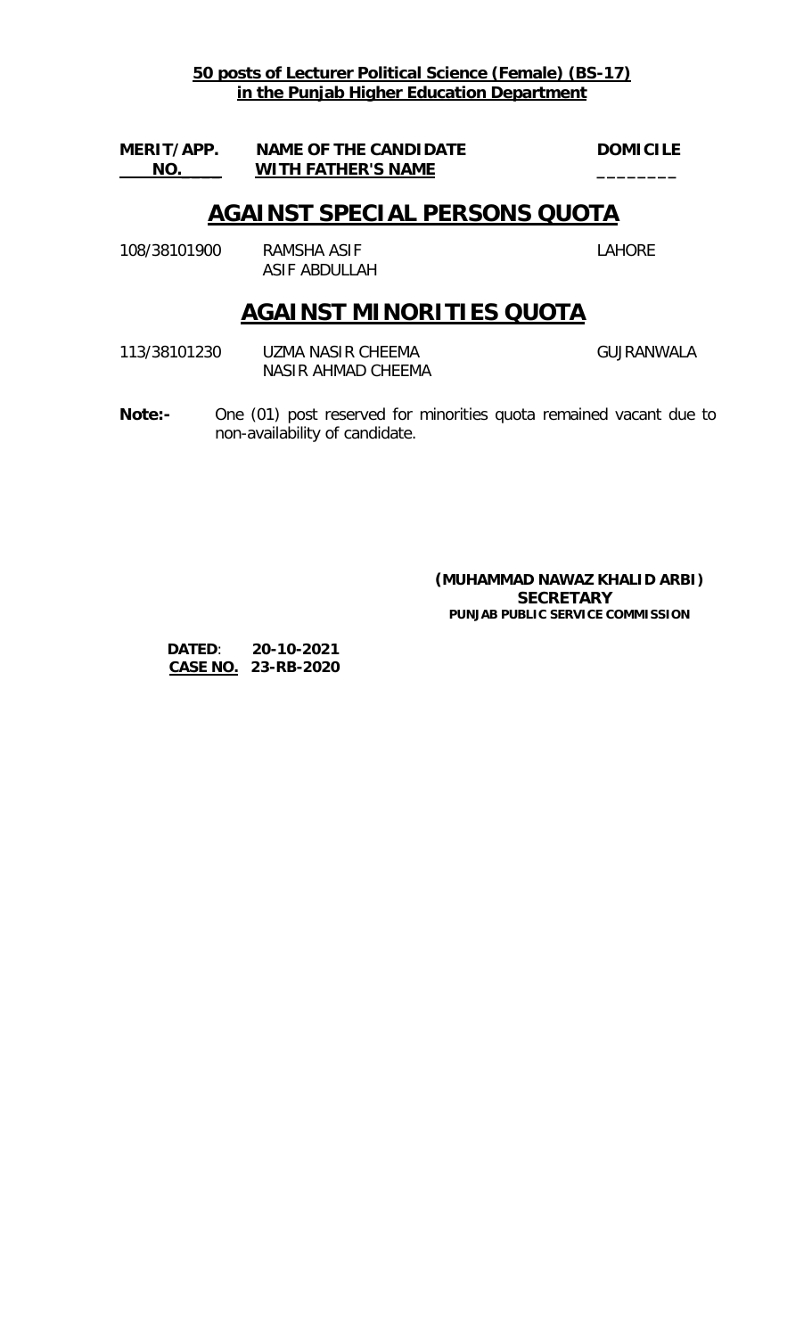**50 posts of Lecturer Political Science (Female) (BS-17)**
**in the Punjab Higher Education Department**

| MERIT/APP. NO. | NAME OF THE CANDIDATE WITH FATHER'S NAME | DOMICILE |
|---|---|---|

## AGAINST SPECIAL PERSONS QUOTA

| | | |
|---|---|---|
| 108/38101900 | RAMSHA ASIF<br>ASIF ABDULLAH | LAHORE |

## AGAINST MINORITIES QUOTA

| | | |
|---|---|---|
| 113/38101230 | UZMA NASIR CHEEMA<br>NASIR AHMAD CHEEMA | GUJRANWALA |

**Note:-** One (01) post reserved for minorities quota remained vacant due to non-availability of candidate.

**(MUHAMMAD NAWAZ KHALID ARBI)**
**SECRETARY**
**PUNJAB PUBLIC SERVICE COMMISSION**

**DATED**: **20-10-2021**
**CASE NO. 23-RB-2020**